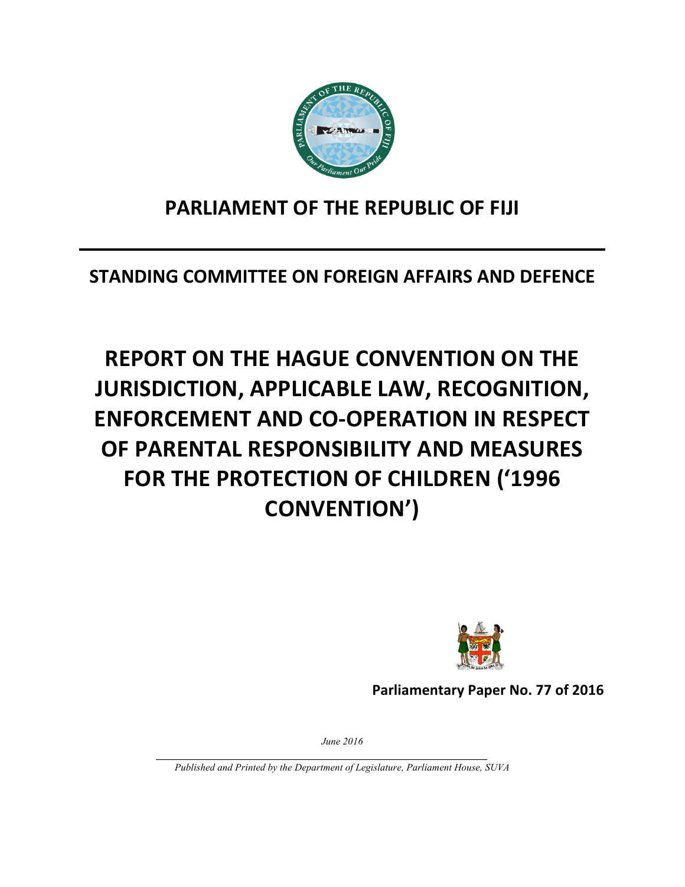# PARLIAMENT OF THE REPUBLIC OF FIJI

## STANDING COMMITTEE ON FOREIGN AFFAIRS AND DEFENCE

# REPORT ON THE HAGUE CONVENTION ON THE JURISDICTION, APPLICABLE LAW, RECOGNITION, ENFORCEMENT AND CO-OPERATION IN RESPECT OF PARENTAL RESPONSIBILITY AND MEASURES FOR THE PROTECTION OF CHILDREN ('1996 CONVENTION')

**Parliamentary Paper No. 77 of 2016**

*June 2016*

*Published and Printed by the Department of Legislature, Parliament House, SUVA*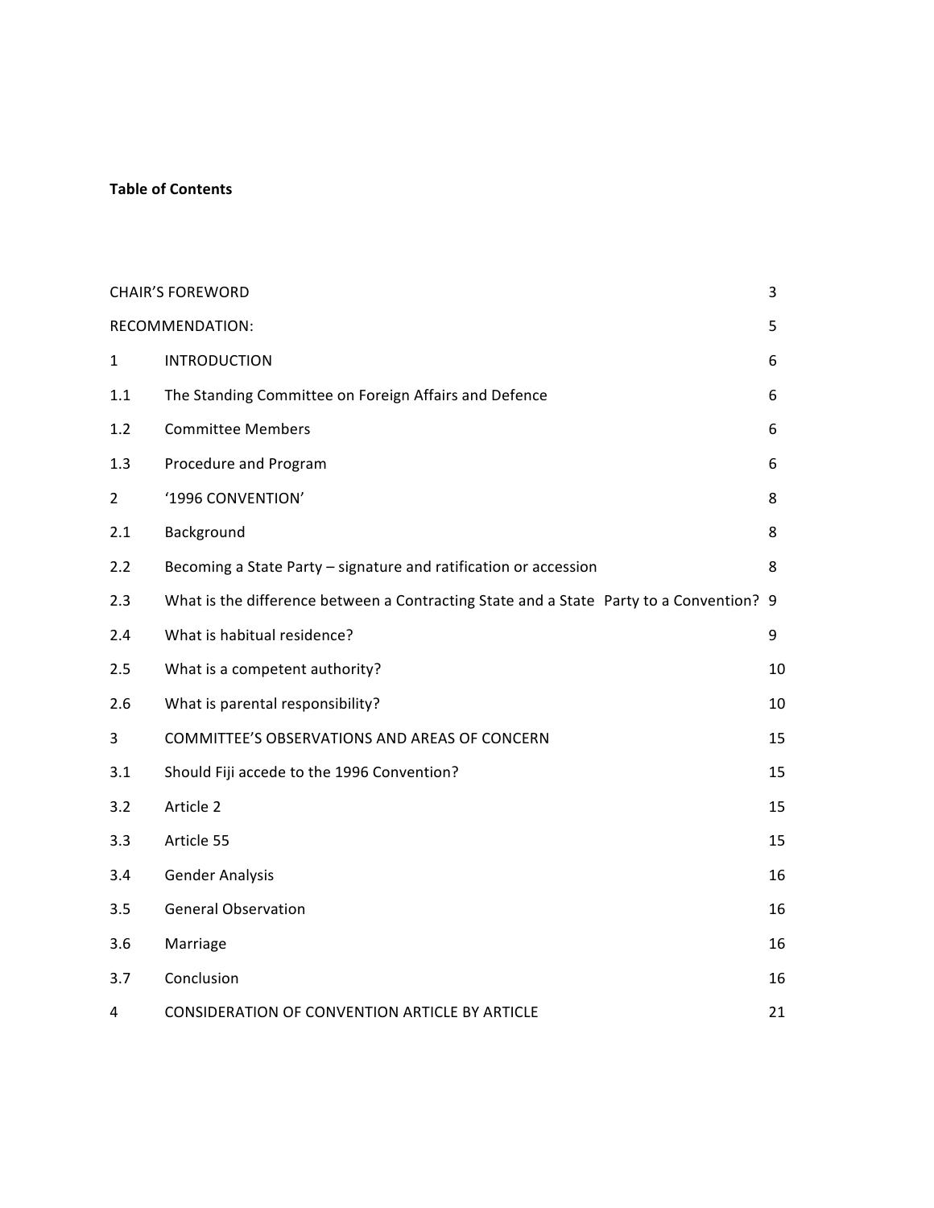**Table of Contents**

| | | |
|---|---|---|
| CHAIR'S FOREWORD | | 3 |
| RECOMMENDATION: | | 5 |
| 1 | INTRODUCTION | 6 |
| 1.1 | The Standing Committee on Foreign Affairs and Defence | 6 |
| 1.2 | Committee Members | 6 |
| 1.3 | Procedure and Program | 6 |
| 2 | '1996 CONVENTION' | 8 |
| 2.1 | Background | 8 |
| 2.2 | Becoming a State Party – signature and ratification or accession | 8 |
| 2.3 | What is the difference between a Contracting State and a State Party to a Convention? | 9 |
| 2.4 | What is habitual residence? | 9 |
| 2.5 | What is a competent authority? | 10 |
| 2.6 | What is parental responsibility? | 10 |
| 3 | COMMITTEE'S OBSERVATIONS AND AREAS OF CONCERN | 15 |
| 3.1 | Should Fiji accede to the 1996 Convention? | 15 |
| 3.2 | Article 2 | 15 |
| 3.3 | Article 55 | 15 |
| 3.4 | Gender Analysis | 16 |
| 3.5 | General Observation | 16 |
| 3.6 | Marriage | 16 |
| 3.7 | Conclusion | 16 |
| 4 | CONSIDERATION OF CONVENTION ARTICLE BY ARTICLE | 21 |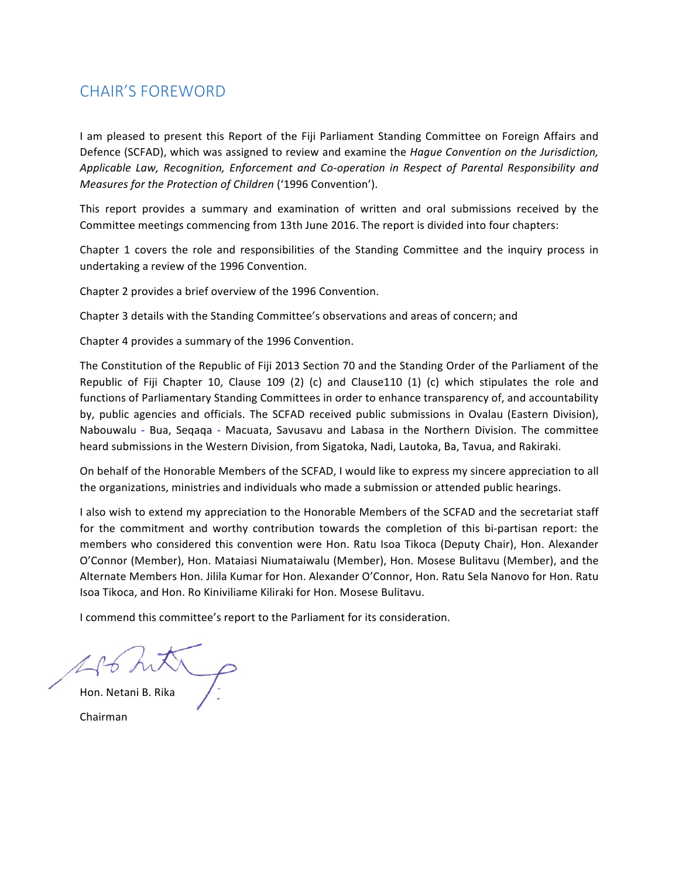# CHAIR'S FOREWORD

I am pleased to present this Report of the Fiji Parliament Standing Committee on Foreign Affairs and Defence (SCFAD), which was assigned to review and examine the *Hague Convention on the Jurisdiction, Applicable Law, Recognition, Enforcement and Co-operation in Respect of Parental Responsibility and Measures for the Protection of Children* ('1996 Convention').

This report provides a summary and examination of written and oral submissions received by the Committee meetings commencing from 13th June 2016. The report is divided into four chapters:

Chapter 1 covers the role and responsibilities of the Standing Committee and the inquiry process in undertaking a review of the 1996 Convention.

Chapter 2 provides a brief overview of the 1996 Convention.

Chapter 3 details with the Standing Committee's observations and areas of concern; and

Chapter 4 provides a summary of the 1996 Convention.

The Constitution of the Republic of Fiji 2013 Section 70 and the Standing Order of the Parliament of the Republic of Fiji Chapter 10, Clause 109 (2) (c) and Clause110 (1) (c) which stipulates the role and functions of Parliamentary Standing Committees in order to enhance transparency of, and accountability by, public agencies and officials. The SCFAD received public submissions in Ovalau (Eastern Division), Nabouwalu - Bua, Seqaqa - Macuata, Savusavu and Labasa in the Northern Division. The committee heard submissions in the Western Division, from Sigatoka, Nadi, Lautoka, Ba, Tavua, and Rakiraki.

On behalf of the Honorable Members of the SCFAD, I would like to express my sincere appreciation to all the organizations, ministries and individuals who made a submission or attended public hearings.

I also wish to extend my appreciation to the Honorable Members of the SCFAD and the secretariat staff for the commitment and worthy contribution towards the completion of this bi-partisan report: the members who considered this convention were Hon. Ratu Isoa Tikoca (Deputy Chair), Hon. Alexander O'Connor (Member), Hon. Mataiasi Niumataiwalu (Member), Hon. Mosese Bulitavu (Member), and the Alternate Members Hon. Jilila Kumar for Hon. Alexander O'Connor, Hon. Ratu Sela Nanovo for Hon. Ratu Isoa Tikoca, and Hon. Ro Kiniviliame Kiliraki for Hon. Mosese Bulitavu.

I commend this committee's report to the Parliament for its consideration.

Hon. Netani B. Rika

Chairman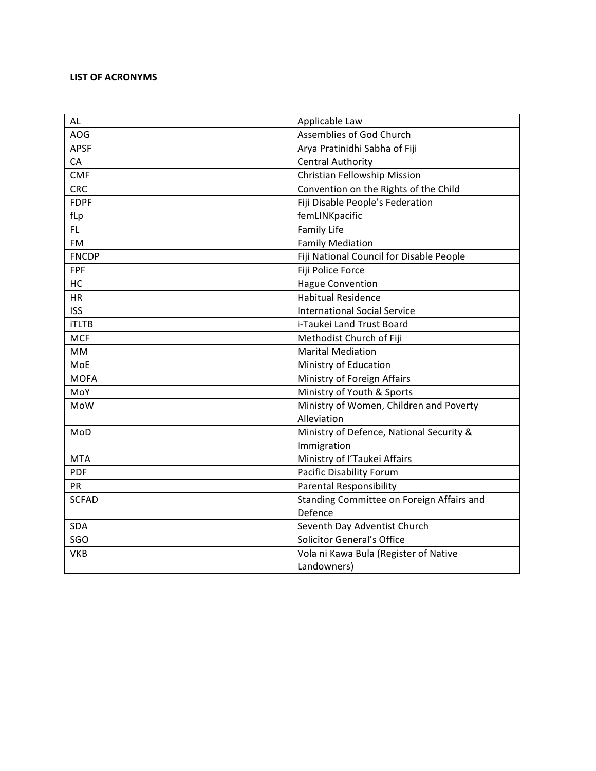**LIST OF ACRONYMS**

| | |
|---|---|
| AL | Applicable Law |
| AOG | Assemblies of God Church |
| APSF | Arya Pratinidhi Sabha of Fiji |
| CA | Central Authority |
| CMF | Christian Fellowship Mission |
| CRC | Convention on the Rights of the Child |
| FDPF | Fiji Disable People's Federation |
| fLp | femLINKpacific |
| FL | Family Life |
| FM | Family Mediation |
| FNCDP | Fiji National Council for Disable People |
| FPF | Fiji Police Force |
| HC | Hague Convention |
| HR | Habitual Residence |
| ISS | International Social Service |
| iTLTB | i-Taukei Land Trust Board |
| MCF | Methodist Church of Fiji |
| MM | Marital Mediation |
| MoE | Ministry of Education |
| MOFA | Ministry of Foreign Affairs |
| MoY | Ministry of Youth & Sports |
| MoW | Ministry of Women, Children and Poverty Alleviation |
| MoD | Ministry of Defence, National Security & Immigration |
| MTA | Ministry of I'Taukei Affairs |
| PDF | Pacific Disability Forum |
| PR | Parental Responsibility |
| SCFAD | Standing Committee on Foreign Affairs and Defence |
| SDA | Seventh Day Adventist Church |
| SGO | Solicitor General's Office |
| VKB | Vola ni Kawa Bula (Register of Native Landowners) |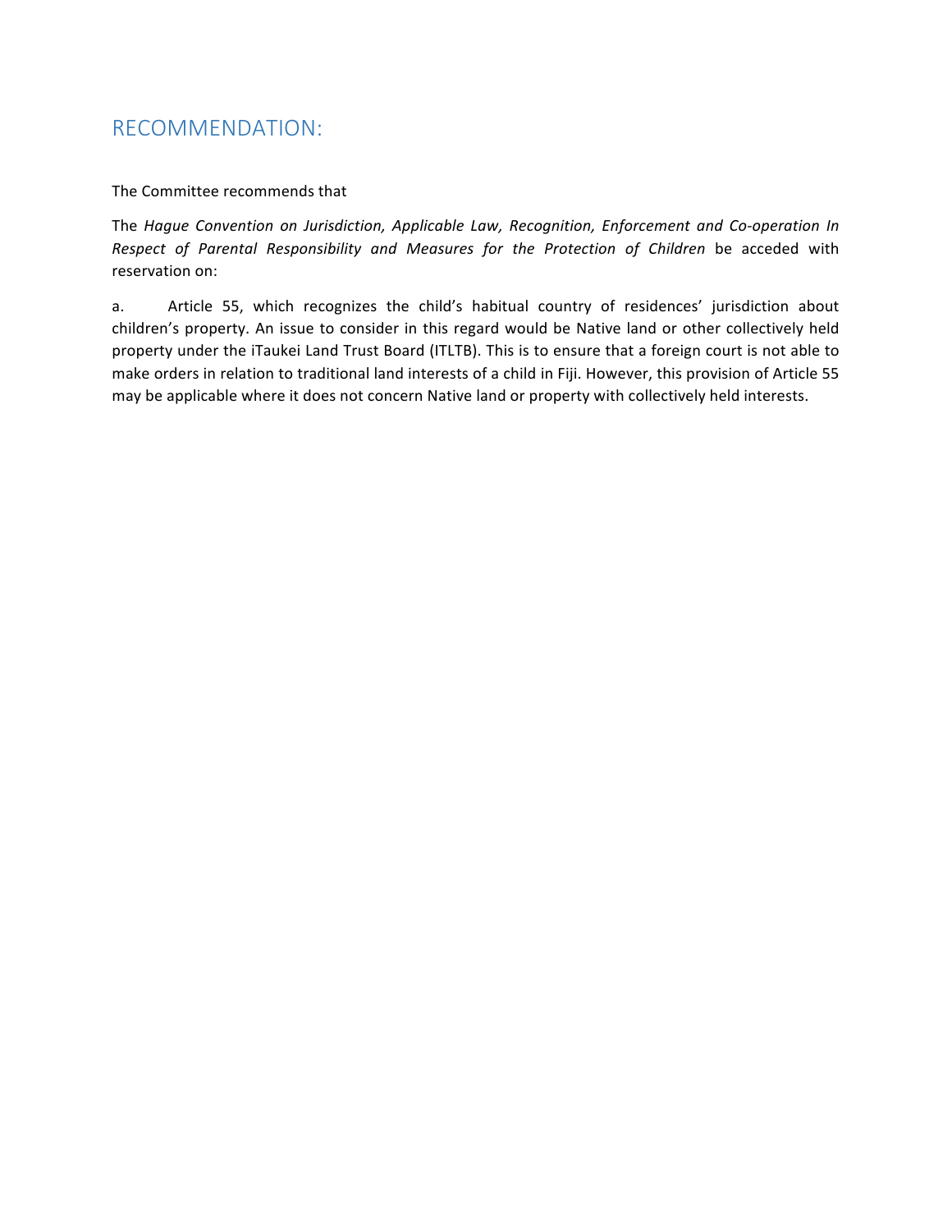## RECOMMENDATION:

The Committee recommends that

The *Hague Convention on Jurisdiction, Applicable Law, Recognition, Enforcement and Co-operation In Respect of Parental Responsibility and Measures for the Protection of Children* be acceded with reservation on:

a. Article 55, which recognizes the child's habitual country of residences' jurisdiction about children's property. An issue to consider in this regard would be Native land or other collectively held property under the iTaukei Land Trust Board (ITLTB). This is to ensure that a foreign court is not able to make orders in relation to traditional land interests of a child in Fiji. However, this provision of Article 55 may be applicable where it does not concern Native land or property with collectively held interests.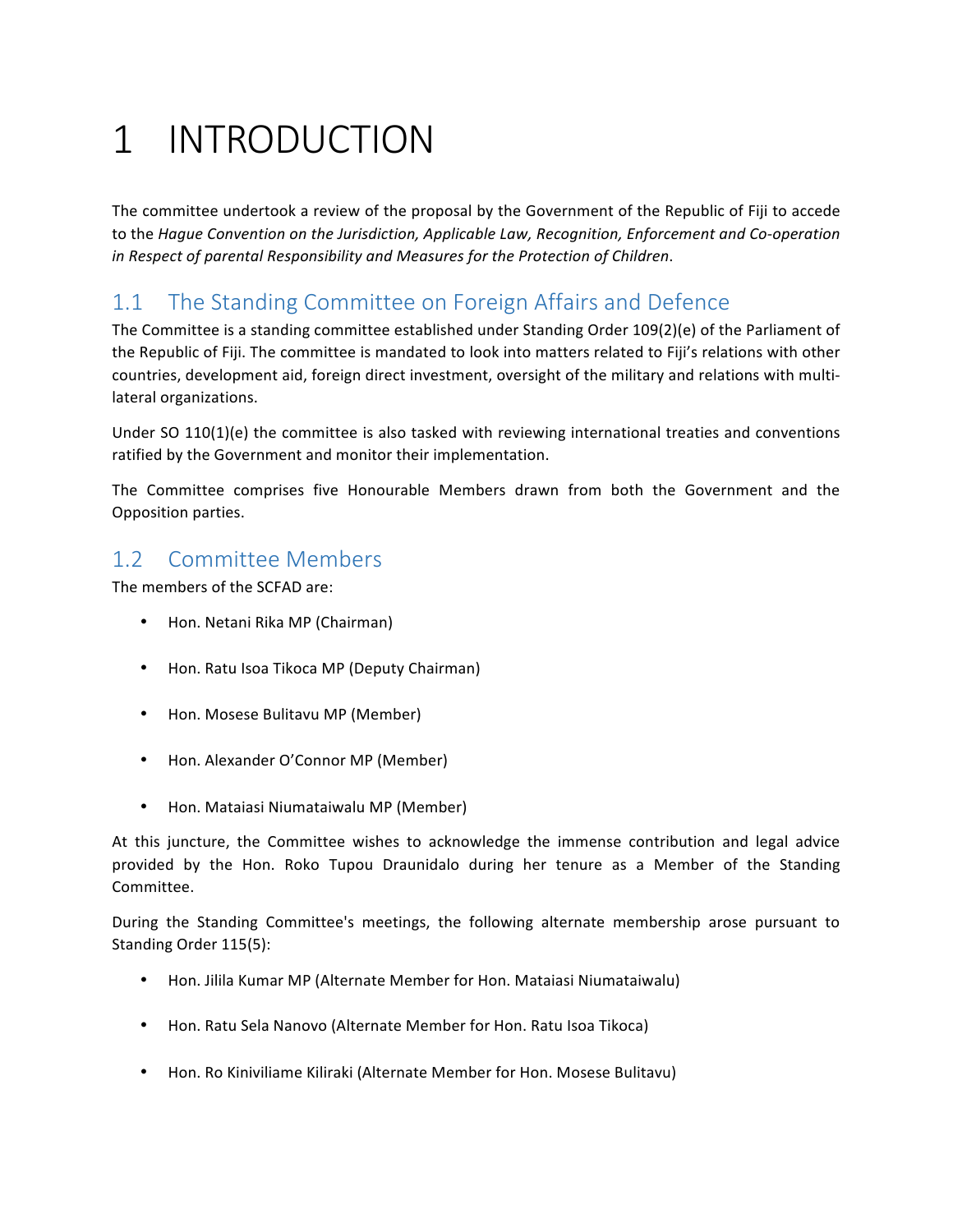// Page 6 of 17 transcription
# 1 INTRODUCTION

The committee undertook a review of the proposal by the Government of the Republic of Fiji to accede to the *Hague Convention on the Jurisdiction, Applicable Law, Recognition, Enforcement and Co-operation in Respect of parental Responsibility and Measures for the Protection of Children*.

## 1.1 The Standing Committee on Foreign Affairs and Defence

The Committee is a standing committee established under Standing Order 109(2)(e) of the Parliament of the Republic of Fiji. The committee is mandated to look into matters related to Fiji's relations with other countries, development aid, foreign direct investment, oversight of the military and relations with multi-lateral organizations.

Under SO 110(1)(e) the committee is also tasked with reviewing international treaties and conventions ratified by the Government and monitor their implementation.

The Committee comprises five Honourable Members drawn from both the Government and the Opposition parties.

## 1.2 Committee Members

The members of the SCFAD are:

- Hon. Netani Rika MP (Chairman)
- Hon. Ratu Isoa Tikoca MP (Deputy Chairman)
- Hon. Mosese Bulitavu MP (Member)
- Hon. Alexander O'Connor MP (Member)
- Hon. Mataiasi Niumataiwalu MP (Member)

At this juncture, the Committee wishes to acknowledge the immense contribution and legal advice provided by the Hon. Roko Tupou Draunidalo during her tenure as a Member of the Standing Committee.

During the Standing Committee's meetings, the following alternate membership arose pursuant to Standing Order 115(5):

- Hon. Jilila Kumar MP (Alternate Member for Hon. Mataiasi Niumataiwalu)
- Hon. Ratu Sela Nanovo (Alternate Member for Hon. Ratu Isoa Tikoca)
- Hon. Ro Kiniviliame Kiliraki (Alternate Member for Hon. Mosese Bulitavu)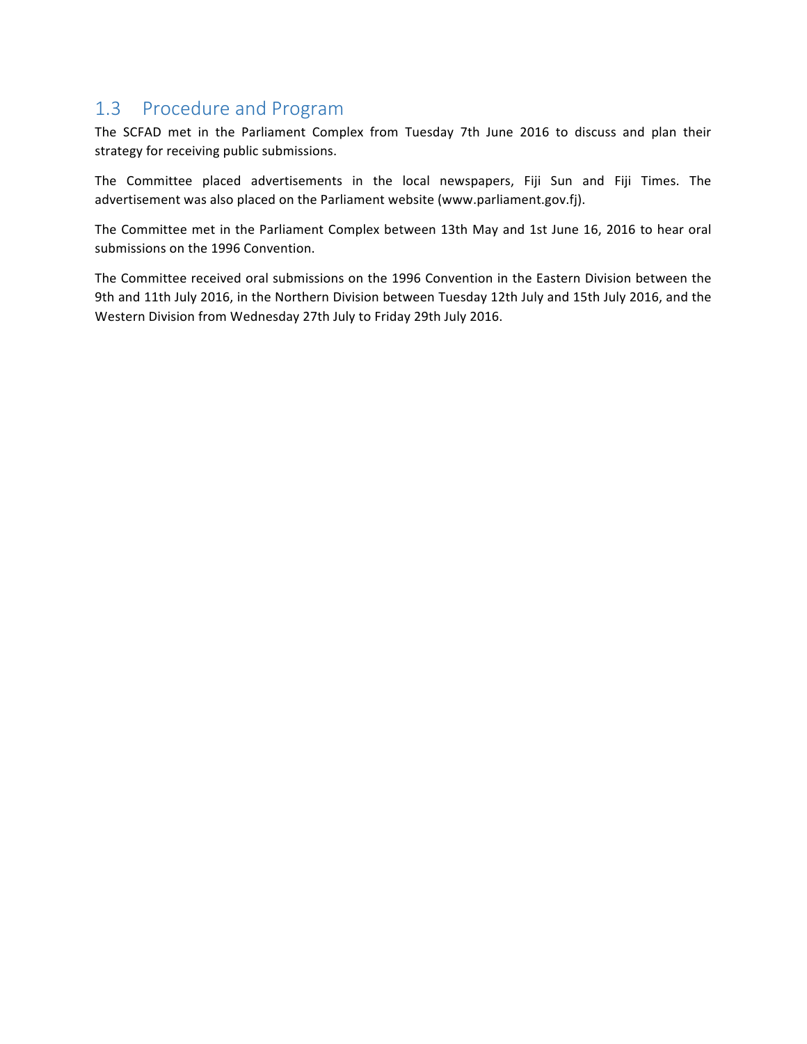## 1.3 Procedure and Program

The SCFAD met in the Parliament Complex from Tuesday 7th June 2016 to discuss and plan their strategy for receiving public submissions.

The Committee placed advertisements in the local newspapers, Fiji Sun and Fiji Times. The advertisement was also placed on the Parliament website (www.parliament.gov.fj).

The Committee met in the Parliament Complex between 13th May and 1st June 16, 2016 to hear oral submissions on the 1996 Convention.

The Committee received oral submissions on the 1996 Convention in the Eastern Division between the 9th and 11th July 2016, in the Northern Division between Tuesday 12th July and 15th July 2016, and the Western Division from Wednesday 27th July to Friday 29th July 2016.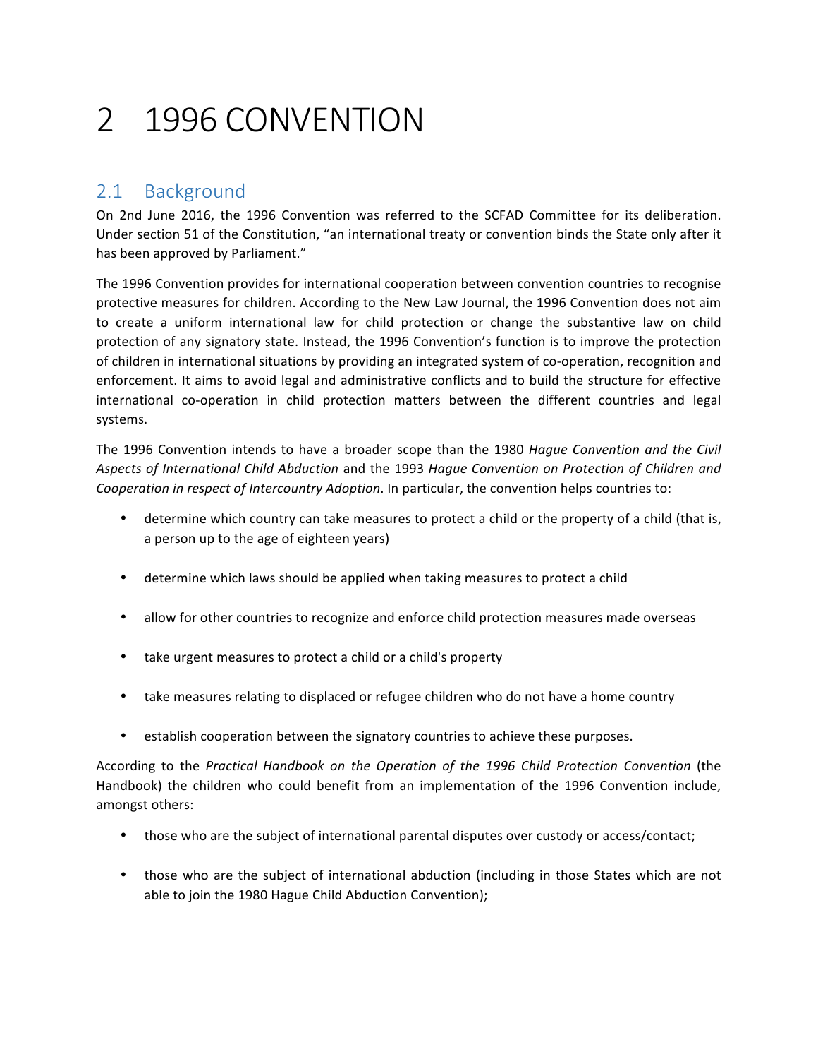# 2 1996 CONVENTION

## 2.1 Background

On 2nd June 2016, the 1996 Convention was referred to the SCFAD Committee for its deliberation. Under section 51 of the Constitution, "an international treaty or convention binds the State only after it has been approved by Parliament."

The 1996 Convention provides for international cooperation between convention countries to recognise protective measures for children. According to the New Law Journal, the 1996 Convention does not aim to create a uniform international law for child protection or change the substantive law on child protection of any signatory state. Instead, the 1996 Convention's function is to improve the protection of children in international situations by providing an integrated system of co-operation, recognition and enforcement. It aims to avoid legal and administrative conflicts and to build the structure for effective international co-operation in child protection matters between the different countries and legal systems.

The 1996 Convention intends to have a broader scope than the 1980 *Hague Convention and the Civil Aspects of International Child Abduction* and the 1993 *Hague Convention on Protection of Children and Cooperation in respect of Intercountry Adoption*. In particular, the convention helps countries to:

- determine which country can take measures to protect a child or the property of a child (that is, a person up to the age of eighteen years)
- determine which laws should be applied when taking measures to protect a child
- allow for other countries to recognize and enforce child protection measures made overseas
- take urgent measures to protect a child or a child's property
- take measures relating to displaced or refugee children who do not have a home country
- establish cooperation between the signatory countries to achieve these purposes.

According to the *Practical Handbook on the Operation of the 1996 Child Protection Convention* (the Handbook) the children who could benefit from an implementation of the 1996 Convention include, amongst others:

- those who are the subject of international parental disputes over custody or access/contact;
- those who are the subject of international abduction (including in those States which are not able to join the 1980 Hague Child Abduction Convention);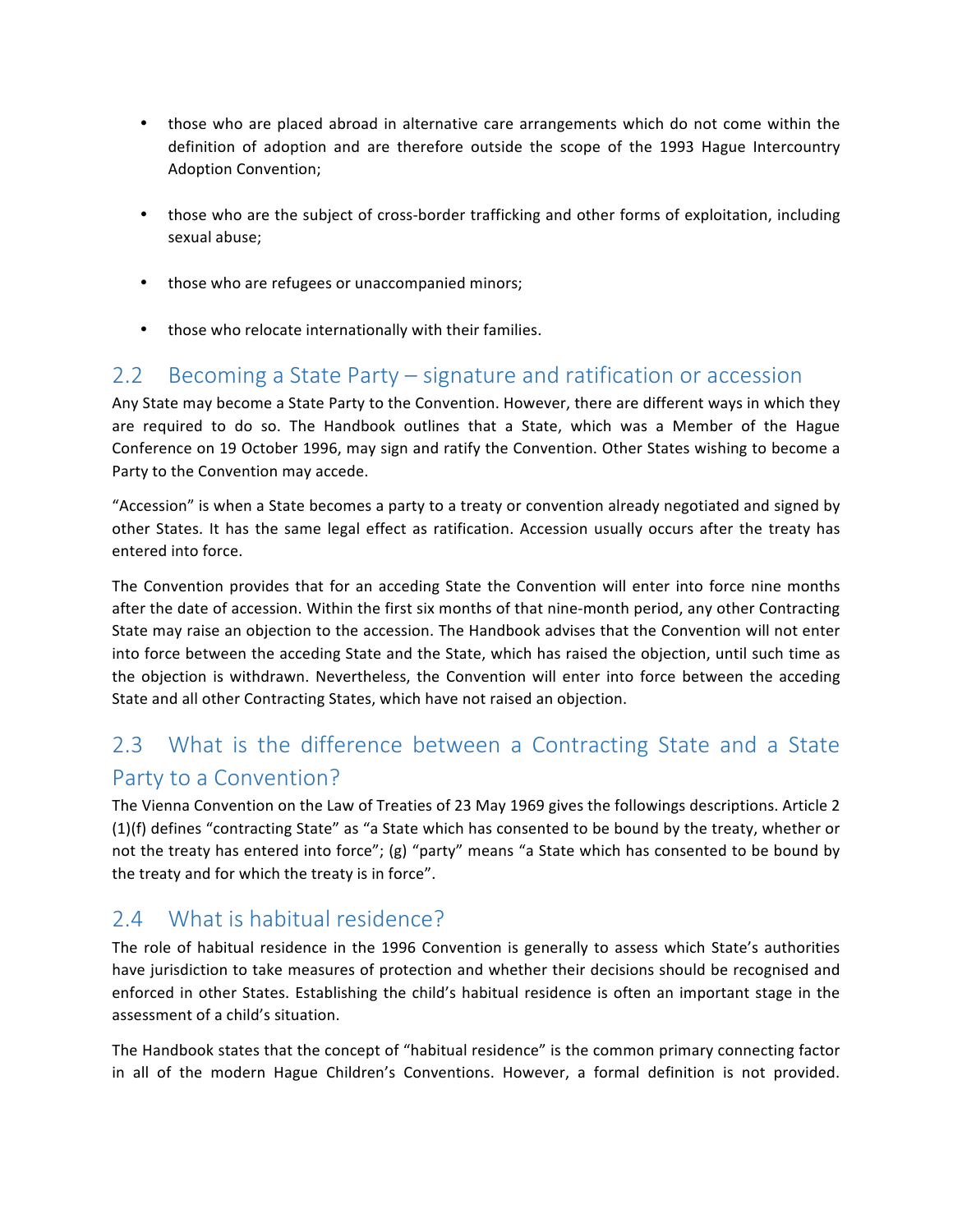- those who are placed abroad in alternative care arrangements which do not come within the definition of adoption and are therefore outside the scope of the 1993 Hague Intercountry Adoption Convention;

- those who are the subject of cross-border trafficking and other forms of exploitation, including sexual abuse;

- those who are refugees or unaccompanied minors;

- those who relocate internationally with their families.

## 2.2 Becoming a State Party – signature and ratification or accession

Any State may become a State Party to the Convention. However, there are different ways in which they are required to do so. The Handbook outlines that a State, which was a Member of the Hague Conference on 19 October 1996, may sign and ratify the Convention. Other States wishing to become a Party to the Convention may accede.

"Accession" is when a State becomes a party to a treaty or convention already negotiated and signed by other States. It has the same legal effect as ratification. Accession usually occurs after the treaty has entered into force.

The Convention provides that for an acceding State the Convention will enter into force nine months after the date of accession. Within the first six months of that nine-month period, any other Contracting State may raise an objection to the accession. The Handbook advises that the Convention will not enter into force between the acceding State and the State, which has raised the objection, until such time as the objection is withdrawn. Nevertheless, the Convention will enter into force between the acceding State and all other Contracting States, which have not raised an objection.

## 2.3 What is the difference between a Contracting State and a State Party to a Convention?

The Vienna Convention on the Law of Treaties of 23 May 1969 gives the followings descriptions. Article 2 (1)(f) defines "contracting State" as "a State which has consented to be bound by the treaty, whether or not the treaty has entered into force"; (g) "party" means "a State which has consented to be bound by the treaty and for which the treaty is in force".

## 2.4 What is habitual residence?

The role of habitual residence in the 1996 Convention is generally to assess which State's authorities have jurisdiction to take measures of protection and whether their decisions should be recognised and enforced in other States. Establishing the child's habitual residence is often an important stage in the assessment of a child's situation.

The Handbook states that the concept of "habitual residence" is the common primary connecting factor in all of the modern Hague Children's Conventions. However, a formal definition is not provided.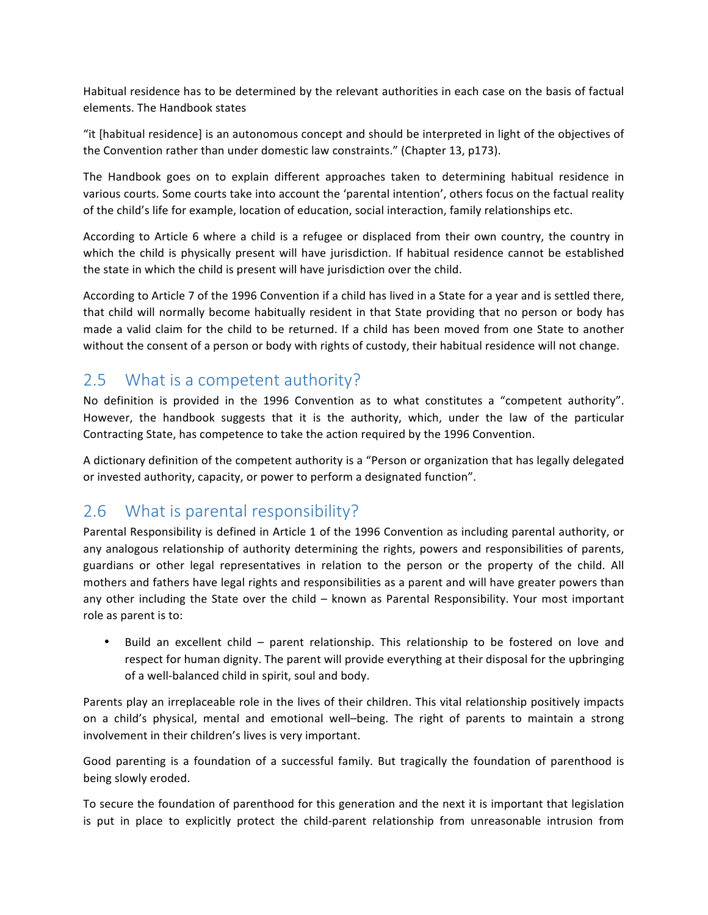Habitual residence has to be determined by the relevant authorities in each case on the basis of factual elements. The Handbook states

"it [habitual residence] is an autonomous concept and should be interpreted in light of the objectives of the Convention rather than under domestic law constraints." (Chapter 13, p173).

The Handbook goes on to explain different approaches taken to determining habitual residence in various courts. Some courts take into account the 'parental intention', others focus on the factual reality of the child's life for example, location of education, social interaction, family relationships etc.

According to Article 6 where a child is a refugee or displaced from their own country, the country in which the child is physically present will have jurisdiction. If habitual residence cannot be established the state in which the child is present will have jurisdiction over the child.

According to Article 7 of the 1996 Convention if a child has lived in a State for a year and is settled there, that child will normally become habitually resident in that State providing that no person or body has made a valid claim for the child to be returned. If a child has been moved from one State to another without the consent of a person or body with rights of custody, their habitual residence will not change.

## 2.5 What is a competent authority?

No definition is provided in the 1996 Convention as to what constitutes a "competent authority". However, the handbook suggests that it is the authority, which, under the law of the particular Contracting State, has competence to take the action required by the 1996 Convention.

A dictionary definition of the competent authority is a "Person or organization that has legally delegated or invested authority, capacity, or power to perform a designated function".

## 2.6 What is parental responsibility?

Parental Responsibility is defined in Article 1 of the 1996 Convention as including parental authority, or any analogous relationship of authority determining the rights, powers and responsibilities of parents, guardians or other legal representatives in relation to the person or the property of the child. All mothers and fathers have legal rights and responsibilities as a parent and will have greater powers than any other including the State over the child – known as Parental Responsibility. Your most important role as parent is to:

- Build an excellent child – parent relationship. This relationship to be fostered on love and respect for human dignity. The parent will provide everything at their disposal for the upbringing of a well-balanced child in spirit, soul and body.

Parents play an irreplaceable role in the lives of their children. This vital relationship positively impacts on a child's physical, mental and emotional well–being. The right of parents to maintain a strong involvement in their children's lives is very important.

Good parenting is a foundation of a successful family. But tragically the foundation of parenthood is being slowly eroded.

To secure the foundation of parenthood for this generation and the next it is important that legislation is put in place to explicitly protect the child-parent relationship from unreasonable intrusion from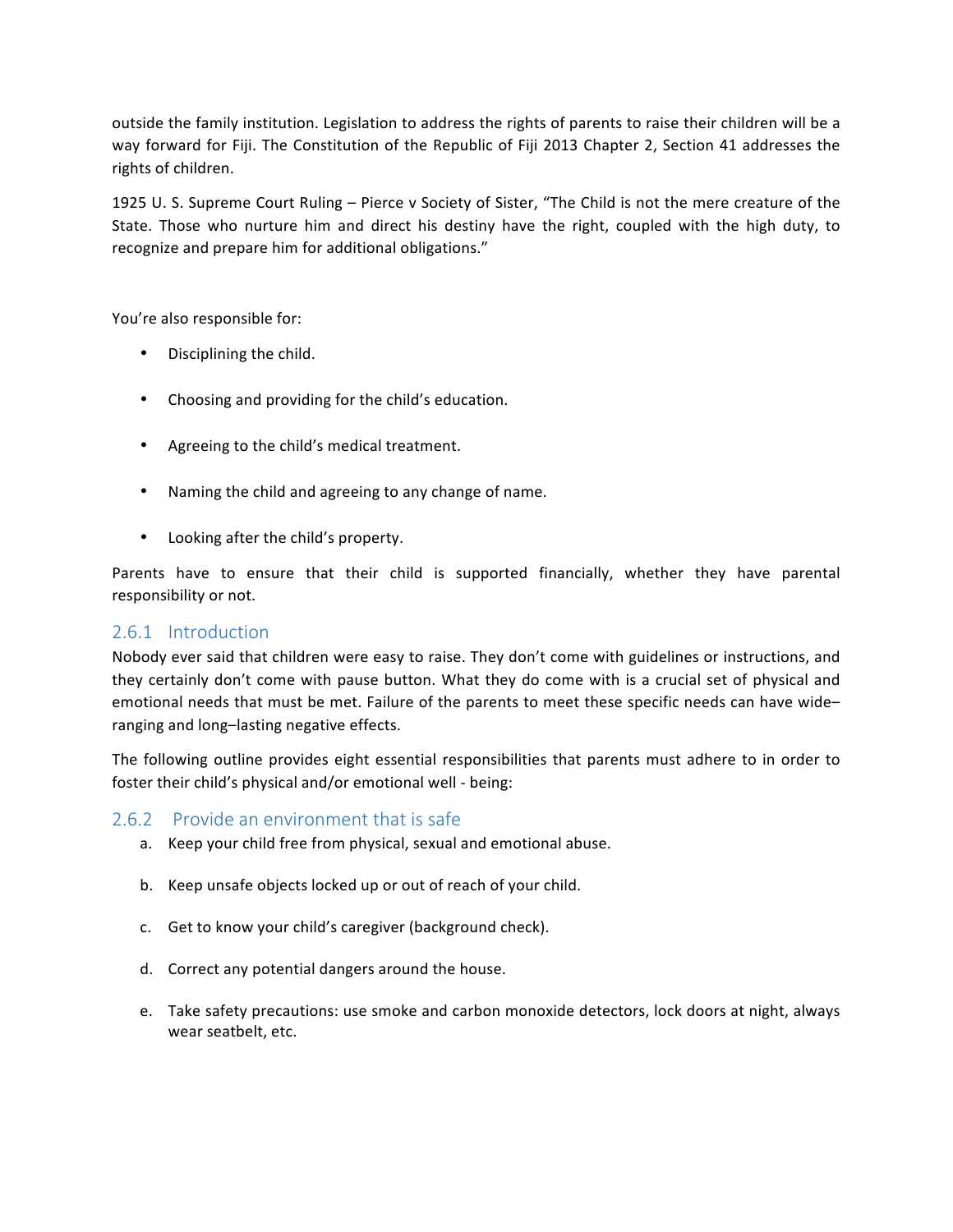outside the family institution. Legislation to address the rights of parents to raise their children will be a way forward for Fiji. The Constitution of the Republic of Fiji 2013 Chapter 2, Section 41 addresses the rights of children.

1925 U. S. Supreme Court Ruling – Pierce v Society of Sister, "The Child is not the mere creature of the State. Those who nurture him and direct his destiny have the right, coupled with the high duty, to recognize and prepare him for additional obligations."

You're also responsible for:

- Disciplining the child.
- Choosing and providing for the child's education.
- Agreeing to the child's medical treatment.
- Naming the child and agreeing to any change of name.
- Looking after the child's property.

Parents have to ensure that their child is supported financially, whether they have parental responsibility or not.

### 2.6.1 Introduction

Nobody ever said that children were easy to raise. They don't come with guidelines or instructions, and they certainly don't come with pause button. What they do come with is a crucial set of physical and emotional needs that must be met. Failure of the parents to meet these specific needs can have wide–ranging and long–lasting negative effects.

The following outline provides eight essential responsibilities that parents must adhere to in order to foster their child's physical and/or emotional well - being:

### 2.6.2 Provide an environment that is safe

a. Keep your child free from physical, sexual and emotional abuse.

b. Keep unsafe objects locked up or out of reach of your child.

c. Get to know your child's caregiver (background check).

d. Correct any potential dangers around the house.

e. Take safety precautions: use smoke and carbon monoxide detectors, lock doors at night, always wear seatbelt, etc.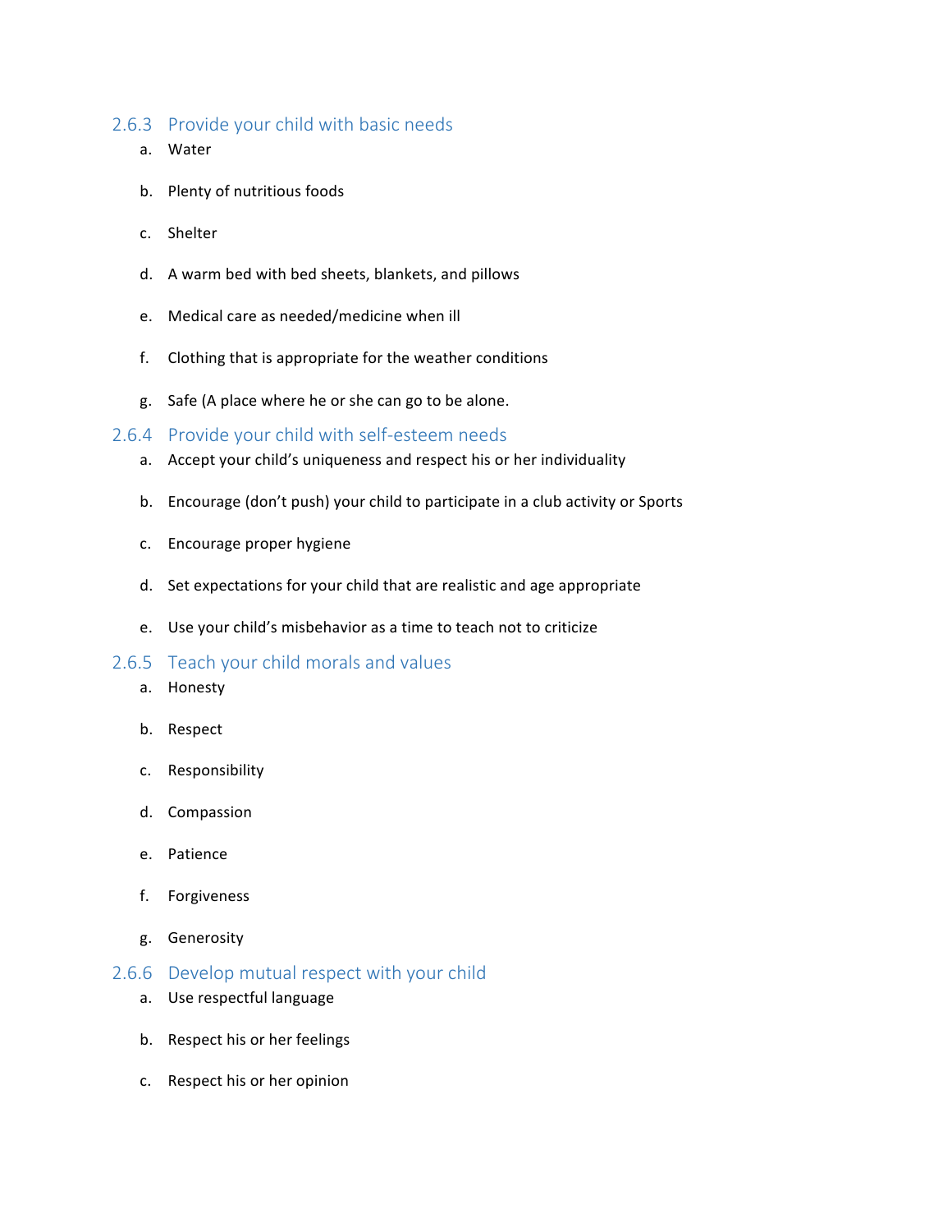### 2.6.3 Provide your child with basic needs

a. Water

b. Plenty of nutritious foods

c. Shelter

d. A warm bed with bed sheets, blankets, and pillows

e. Medical care as needed/medicine when ill

f. Clothing that is appropriate for the weather conditions

g. Safe (A place where he or she can go to be alone.

### 2.6.4 Provide your child with self-esteem needs

a. Accept your child's uniqueness and respect his or her individuality

b. Encourage (don't push) your child to participate in a club activity or Sports

c. Encourage proper hygiene

d. Set expectations for your child that are realistic and age appropriate

e. Use your child's misbehavior as a time to teach not to criticize

### 2.6.5 Teach your child morals and values

a. Honesty

b. Respect

c. Responsibility

d. Compassion

e. Patience

f. Forgiveness

g. Generosity

### 2.6.6 Develop mutual respect with your child

a. Use respectful language

b. Respect his or her feelings

c. Respect his or her opinion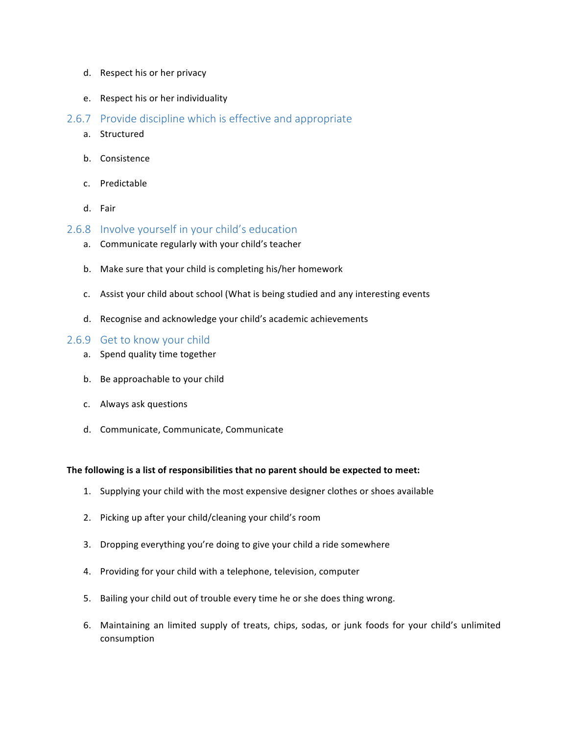d. Respect his or her privacy

e. Respect his or her individuality

### 2.6.7 Provide discipline which is effective and appropriate

a. Structured

b. Consistence

c. Predictable

d. Fair

### 2.6.8 Involve yourself in your child's education

a. Communicate regularly with your child's teacher

b. Make sure that your child is completing his/her homework

c. Assist your child about school (What is being studied and any interesting events

d. Recognise and acknowledge your child's academic achievements

### 2.6.9 Get to know your child

a. Spend quality time together

b. Be approachable to your child

c. Always ask questions

d. Communicate, Communicate, Communicate

**The following is a list of responsibilities that no parent should be expected to meet:**

1. Supplying your child with the most expensive designer clothes or shoes available
2. Picking up after your child/cleaning your child's room
3. Dropping everything you're doing to give your child a ride somewhere
4. Providing for your child with a telephone, television, computer
5. Bailing your child out of trouble every time he or she does thing wrong.
6. Maintaining an limited supply of treats, chips, sodas, or junk foods for your child's unlimited consumption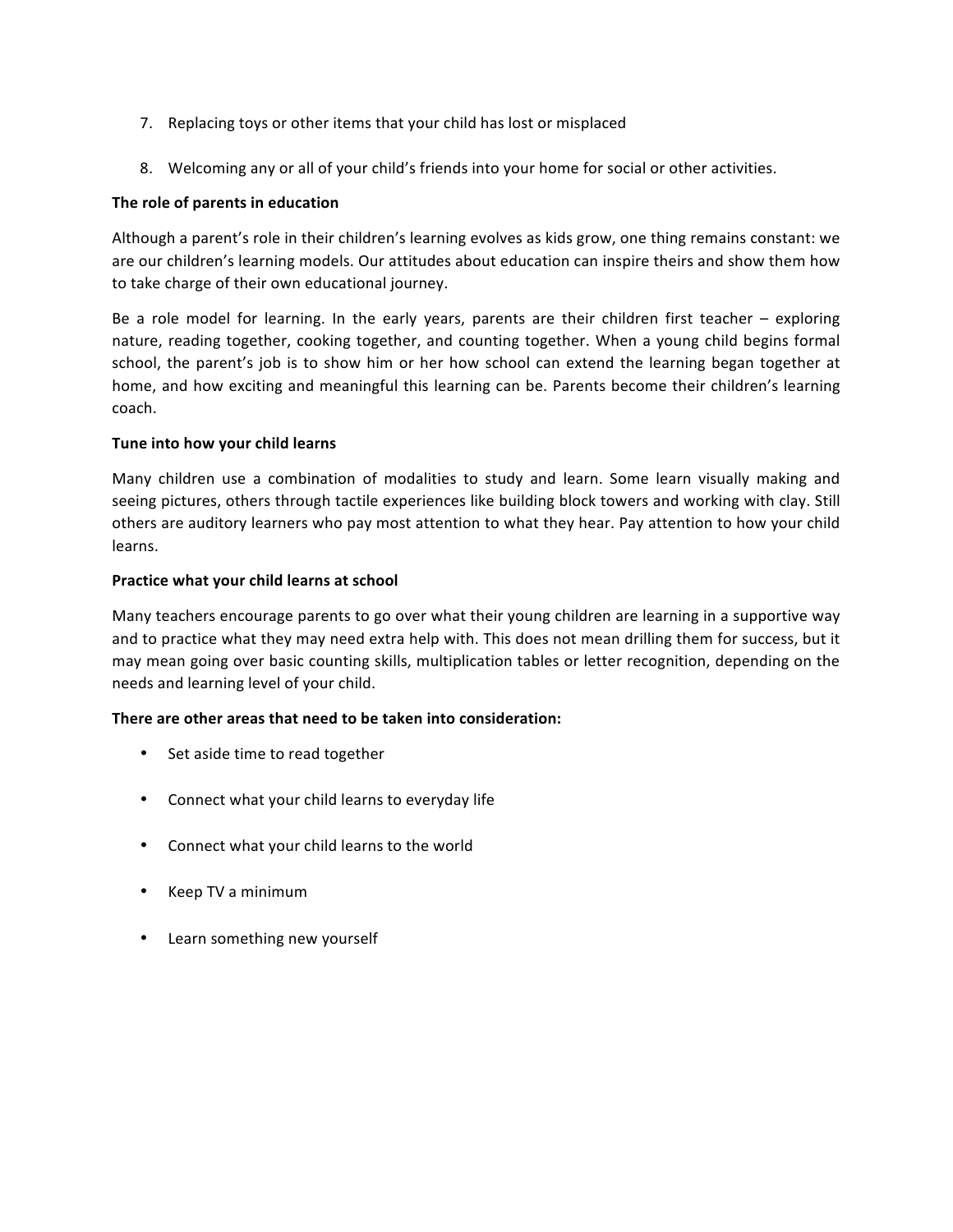7. Replacing toys or other items that your child has lost or misplaced

8. Welcoming any or all of your child's friends into your home for social or other activities.

**The role of parents in education**

Although a parent's role in their children's learning evolves as kids grow, one thing remains constant: we are our children's learning models. Our attitudes about education can inspire theirs and show them how to take charge of their own educational journey.

Be a role model for learning. In the early years, parents are their children first teacher – exploring nature, reading together, cooking together, and counting together. When a young child begins formal school, the parent's job is to show him or her how school can extend the learning began together at home, and how exciting and meaningful this learning can be. Parents become their children's learning coach.

**Tune into how your child learns**

Many children use a combination of modalities to study and learn. Some learn visually making and seeing pictures, others through tactile experiences like building block towers and working with clay. Still others are auditory learners who pay most attention to what they hear. Pay attention to how your child learns.

**Practice what your child learns at school**

Many teachers encourage parents to go over what their young children are learning in a supportive way and to practice what they may need extra help with. This does not mean drilling them for success, but it may mean going over basic counting skills, multiplication tables or letter recognition, depending on the needs and learning level of your child.

**There are other areas that need to be taken into consideration:**

- Set aside time to read together
- Connect what your child learns to everyday life
- Connect what your child learns to the world
- Keep TV a minimum
- Learn something new yourself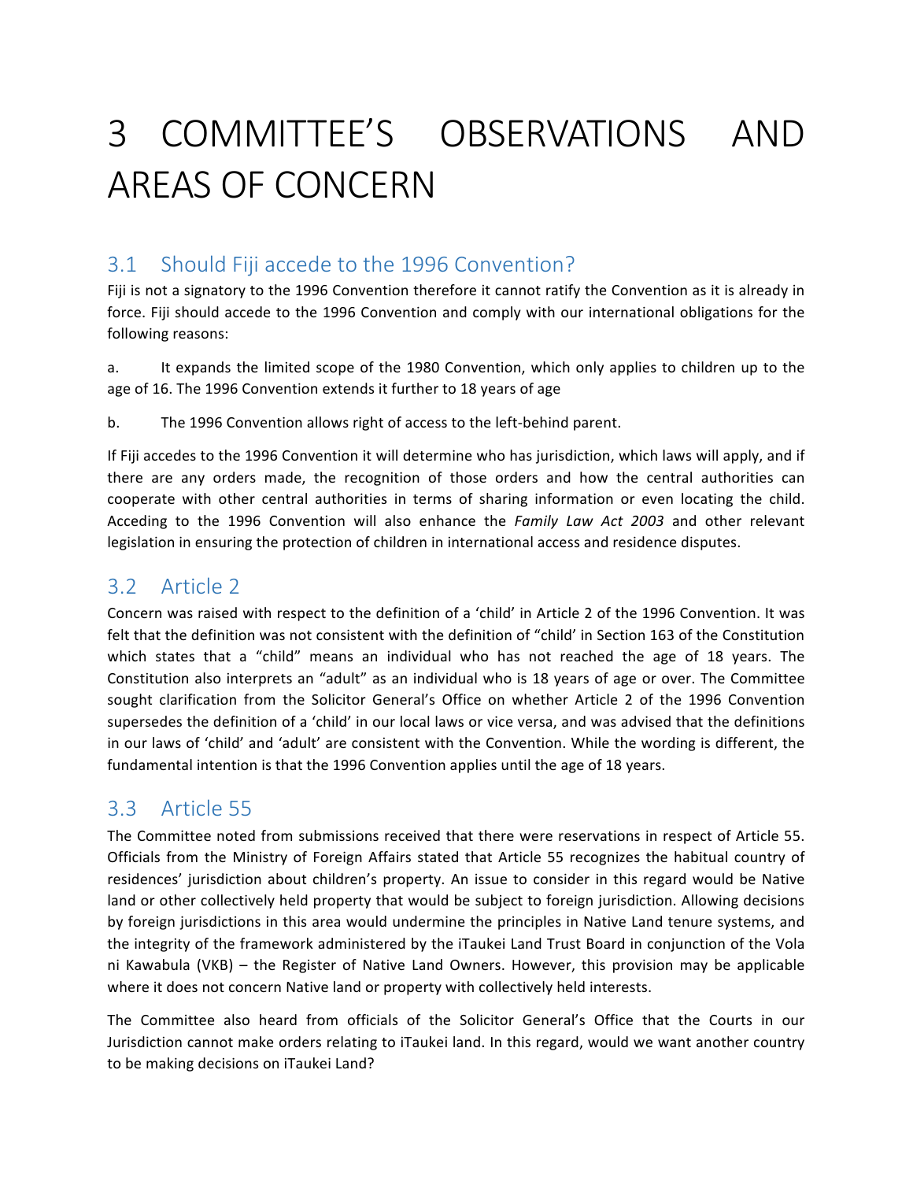# 3 COMMITTEE'S OBSERVATIONS AND AREAS OF CONCERN

## 3.1 Should Fiji accede to the 1996 Convention?

Fiji is not a signatory to the 1996 Convention therefore it cannot ratify the Convention as it is already in force. Fiji should accede to the 1996 Convention and comply with our international obligations for the following reasons:

a. It expands the limited scope of the 1980 Convention, which only applies to children up to the age of 16. The 1996 Convention extends it further to 18 years of age

b. The 1996 Convention allows right of access to the left-behind parent.

If Fiji accedes to the 1996 Convention it will determine who has jurisdiction, which laws will apply, and if there are any orders made, the recognition of those orders and how the central authorities can cooperate with other central authorities in terms of sharing information or even locating the child. Acceding to the 1996 Convention will also enhance the *Family Law Act 2003* and other relevant legislation in ensuring the protection of children in international access and residence disputes.

## 3.2 Article 2

Concern was raised with respect to the definition of a 'child' in Article 2 of the 1996 Convention. It was felt that the definition was not consistent with the definition of "child" in Section 163 of the Constitution which states that a "child" means an individual who has not reached the age of 18 years. The Constitution also interprets an "adult" as an individual who is 18 years of age or over. The Committee sought clarification from the Solicitor General's Office on whether Article 2 of the 1996 Convention supersedes the definition of a 'child' in our local laws or vice versa, and was advised that the definitions in our laws of 'child' and 'adult' are consistent with the Convention. While the wording is different, the fundamental intention is that the 1996 Convention applies until the age of 18 years.

## 3.3 Article 55

The Committee noted from submissions received that there were reservations in respect of Article 55. Officials from the Ministry of Foreign Affairs stated that Article 55 recognizes the habitual country of residences' jurisdiction about children's property. An issue to consider in this regard would be Native land or other collectively held property that would be subject to foreign jurisdiction. Allowing decisions by foreign jurisdictions in this area would undermine the principles in Native Land tenure systems, and the integrity of the framework administered by the iTaukei Land Trust Board in conjunction of the Vola ni Kawabula (VKB) – the Register of Native Land Owners. However, this provision may be applicable where it does not concern Native land or property with collectively held interests.

The Committee also heard from officials of the Solicitor General's Office that the Courts in our Jurisdiction cannot make orders relating to iTaukei land. In this regard, would we want another country to be making decisions on iTaukei Land?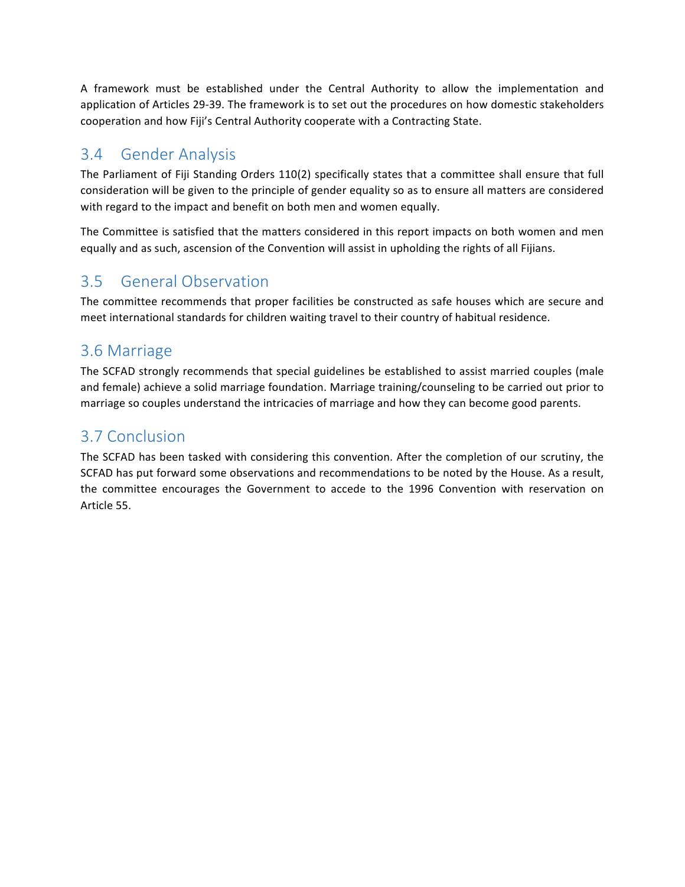A framework must be established under the Central Authority to allow the implementation and application of Articles 29-39. The framework is to set out the procedures on how domestic stakeholders cooperation and how Fiji's Central Authority cooperate with a Contracting State.

## 3.4 Gender Analysis

The Parliament of Fiji Standing Orders 110(2) specifically states that a committee shall ensure that full consideration will be given to the principle of gender equality so as to ensure all matters are considered with regard to the impact and benefit on both men and women equally.

The Committee is satisfied that the matters considered in this report impacts on both women and men equally and as such, ascension of the Convention will assist in upholding the rights of all Fijians.

## 3.5 General Observation

The committee recommends that proper facilities be constructed as safe houses which are secure and meet international standards for children waiting travel to their country of habitual residence.

## 3.6 Marriage

The SCFAD strongly recommends that special guidelines be established to assist married couples (male and female) achieve a solid marriage foundation. Marriage training/counseling to be carried out prior to marriage so couples understand the intricacies of marriage and how they can become good parents.

## 3.7 Conclusion

The SCFAD has been tasked with considering this convention. After the completion of our scrutiny, the SCFAD has put forward some observations and recommendations to be noted by the House. As a result, the committee encourages the Government to accede to the 1996 Convention with reservation on Article 55.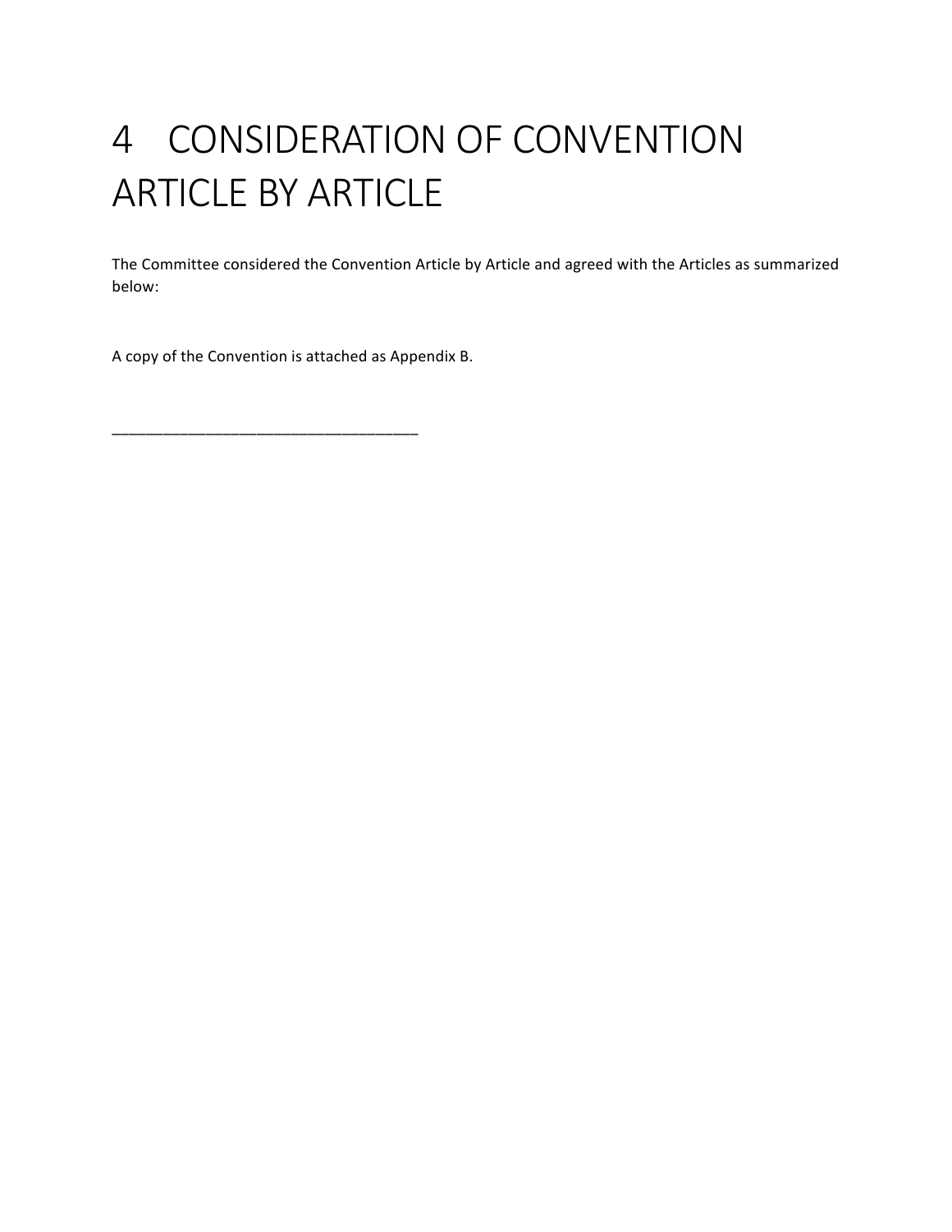# 4 CONSIDERATION OF CONVENTION ARTICLE BY ARTICLE

The Committee considered the Convention Article by Article and agreed with the Articles as summarized below:

A copy of the Convention is attached as Appendix B.

___________________________________